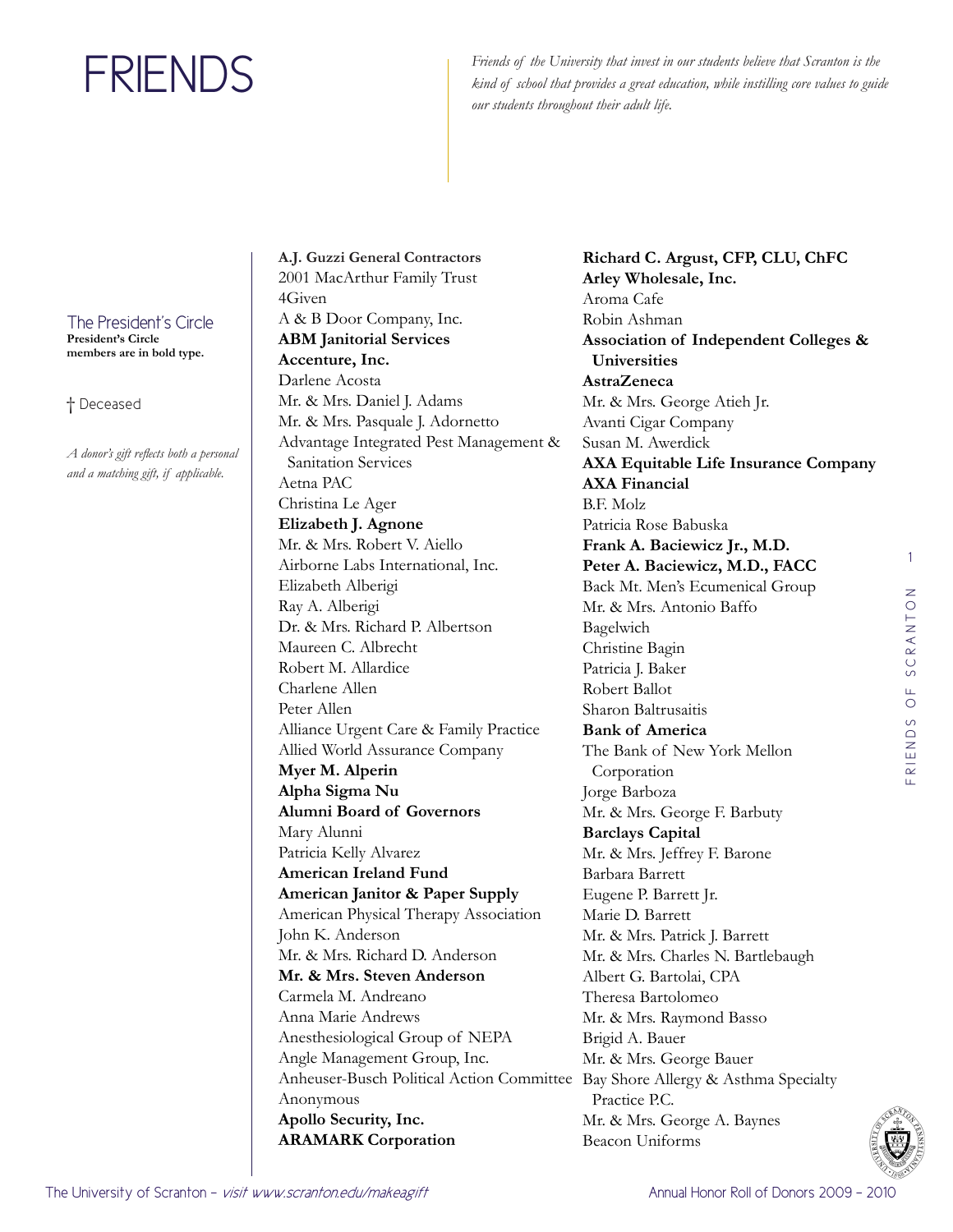# FRIENDS

*Friends of the University that invest in our students believe that Scranton is the kind of school that provides a great education, while instilling core values to guide our students throughout their adult life.*

The President's Circle
**President's Circle members are in bold type.**

† Deceased

*A donor's gift reflects both a personal and a matching gift, if applicable.*

**A.J. Guzzi General Contractors**
2001 MacArthur Family Trust
4Given
A & B Door Company, Inc.
**ABM Janitorial Services**
**Accenture, Inc.**
Darlene Acosta
Mr. & Mrs. Daniel J. Adams
Mr. & Mrs. Pasquale J. Adornetto
Advantage Integrated Pest Management & Sanitation Services
Aetna PAC
Christina Le Ager
**Elizabeth J. Agnone**
Mr. & Mrs. Robert V. Aiello
Airborne Labs International, Inc.
Elizabeth Alberigi
Ray A. Alberigi
Dr. & Mrs. Richard P. Albertson
Maureen C. Albrecht
Robert M. Allardice
Charlene Allen
Peter Allen
Alliance Urgent Care & Family Practice
Allied World Assurance Company
**Myer M. Alperin**
**Alpha Sigma Nu**
**Alumni Board of Governors**
Mary Alunni
Patricia Kelly Alvarez
**American Ireland Fund**
**American Janitor & Paper Supply**
American Physical Therapy Association
John K. Anderson
Mr. & Mrs. Richard D. Anderson
**Mr. & Mrs. Steven Anderson**
Carmela M. Andreano
Anna Marie Andrews
Anesthesiological Group of NEPA
Angle Management Group, Inc.
Anheuser-Busch Political Action Committee
Anonymous
**Apollo Security, Inc.**
**ARAMARK Corporation**
**Richard C. Argust, CFP, CLU, ChFC**
**Arley Wholesale, Inc.**
Aroma Cafe
Robin Ashman
**Association of Independent Colleges & Universities**
**AstraZeneca**
Mr. & Mrs. George Atieh Jr.
Avanti Cigar Company
Susan M. Awerdick
**AXA Equitable Life Insurance Company**
**AXA Financial**
B.F. Molz
Patricia Rose Babuska
**Frank A. Baciewicz Jr., M.D.**
**Peter A. Baciewicz, M.D., FACC**
Back Mt. Men's Ecumenical Group
Mr. & Mrs. Antonio Baffo
Bagelwich
Christine Bagin
Patricia J. Baker
Robert Ballot
Sharon Baltrusaitis
**Bank of America**
The Bank of New York Mellon Corporation
Jorge Barboza
Mr. & Mrs. George F. Barbuty
**Barclays Capital**
Mr. & Mrs. Jeffrey F. Barone
Barbara Barrett
Eugene P. Barrett Jr.
Marie D. Barrett
Mr. & Mrs. Patrick J. Barrett
Mr. & Mrs. Charles N. Bartlebaugh
Albert G. Bartolai, CPA
Theresa Bartolomeo
Mr. & Mrs. Raymond Basso
Brigid A. Bauer
Mr. & Mrs. George Bauer
Bay Shore Allergy & Asthma Specialty Practice P.C.
Mr. & Mrs. George A. Baynes
Beacon Uniforms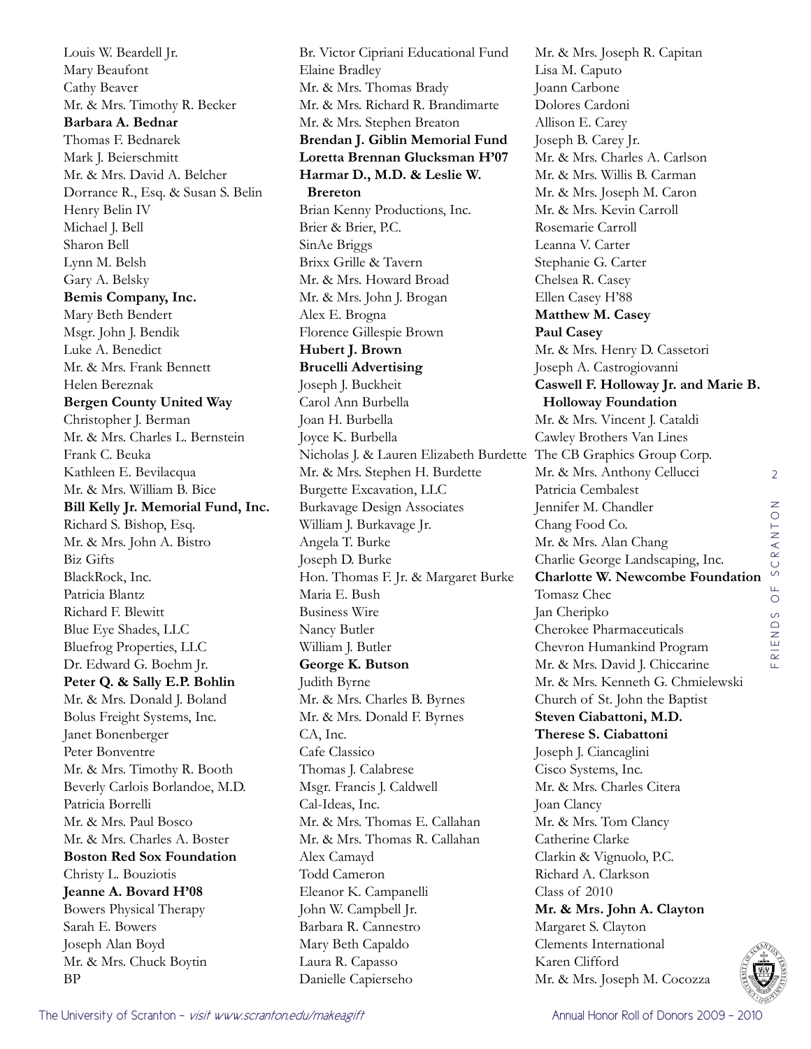Louis W. Beardell Jr.
Mary Beaufont
Cathy Beaver
Mr. & Mrs. Timothy R. Becker
**Barbara A. Bednar**
Thomas F. Bednarek
Mark J. Beierschmitt
Mr. & Mrs. David A. Belcher
Dorrance R., Esq. & Susan S. Belin
Henry Belin IV
Michael J. Bell
Sharon Bell
Lynn M. Belsh
Gary A. Belsky
**Bemis Company, Inc.**
Mary Beth Bendert
Msgr. John J. Bendik
Luke A. Benedict
Mr. & Mrs. Frank Bennett
Helen Bereznak
**Bergen County United Way**
Christopher J. Berman
Mr. & Mrs. Charles L. Bernstein
Frank C. Beuka
Kathleen E. Bevilacqua
Mr. & Mrs. William B. Bice
**Bill Kelly Jr. Memorial Fund, Inc.**
Richard S. Bishop, Esq.
Mr. & Mrs. John A. Bistro
Biz Gifts
BlackRock, Inc.
Patricia Blantz
Richard F. Blewitt
Blue Eye Shades, LLC
Bluefrog Properties, LLC
Dr. Edward G. Boehm Jr.
**Peter Q. & Sally E.P. Bohlin**
Mr. & Mrs. Donald J. Boland
Bolus Freight Systems, Inc.
Janet Bonenberger
Peter Bonventre
Mr. & Mrs. Timothy R. Booth
Beverly Carlois Borlandoe, M.D.
Patricia Borrelli
Mr. & Mrs. Paul Bosco
Mr. & Mrs. Charles A. Boster
**Boston Red Sox Foundation**
Christy L. Bouziotis
**Jeanne A. Bovard H'08**
Bowers Physical Therapy
Sarah E. Bowers
Joseph Alan Boyd
Mr. & Mrs. Chuck Boytin
BP
Br. Victor Cipriani Educational Fund
Elaine Bradley
Mr. & Mrs. Thomas Brady
Mr. & Mrs. Richard R. Brandimarte
Mr. & Mrs. Stephen Breaton
**Brendan J. Giblin Memorial Fund**
**Loretta Brennan Glucksman H'07**
**Harmar D., M.D. & Leslie W. Brereton**
Brian Kenny Productions, Inc.
Brier & Brier, P.C.
SinAe Briggs
Brixx Grille & Tavern
Mr. & Mrs. Howard Broad
Mr. & Mrs. John J. Brogan
Alex E. Brogna
Florence Gillespie Brown
**Hubert J. Brown**
**Brucelli Advertising**
Joseph J. Buckheit
Carol Ann Burbella
Joan H. Burbella
Joyce K. Burbella
Nicholas J. & Lauren Elizabeth Burdette
Mr. & Mrs. Stephen H. Burdette
Burgette Excavation, LLC
Burkavage Design Associates
William J. Burkavage Jr.
Angela T. Burke
Joseph D. Burke
Hon. Thomas F. Jr. & Margaret Burke
Maria E. Bush
Business Wire
Nancy Butler
William J. Butler
**George K. Butson**
Judith Byrne
Mr. & Mrs. Charles B. Byrnes
Mr. & Mrs. Donald F. Byrnes
CA, Inc.
Cafe Classico
Thomas J. Calabrese
Msgr. Francis J. Caldwell
Cal-Ideas, Inc.
Mr. & Mrs. Thomas E. Callahan
Mr. & Mrs. Thomas R. Callahan
Alex Camayd
Todd Cameron
Eleanor K. Campanelli
John W. Campbell Jr.
Barbara R. Cannestro
Mary Beth Capaldo
Laura R. Capasso
Danielle Capierseho
Mr. & Mrs. Joseph R. Capitan
Lisa M. Caputo
Joann Carbone
Dolores Cardoni
Allison E. Carey
Joseph B. Carey Jr.
Mr. & Mrs. Charles A. Carlson
Mr. & Mrs. Willis B. Carman
Mr. & Mrs. Joseph M. Caron
Mr. & Mrs. Kevin Carroll
Rosemarie Carroll
Leanna V. Carter
Stephanie G. Carter
Chelsea R. Casey
Ellen Casey H'88
**Matthew M. Casey**
**Paul Casey**
Mr. & Mrs. Henry D. Cassetori
Joseph A. Castrogiovanni
**Caswell F. Holloway Jr. and Marie B. Holloway Foundation**
Mr. & Mrs. Vincent J. Cataldi
Cawley Brothers Van Lines
The CB Graphics Group Corp.
Mr. & Mrs. Anthony Cellucci
Patricia Cembalest
Jennifer M. Chandler
Chang Food Co.
Mr. & Mrs. Alan Chang
Charlie George Landscaping, Inc.
**Charlotte W. Newcombe Foundation**
Tomasz Chec
Jan Cheripko
Cherokee Pharmaceuticals
Chevron Humankind Program
Mr. & Mrs. David J. Chiccarine
Mr. & Mrs. Kenneth G. Chmielewski
Church of St. John the Baptist
**Steven Ciabattoni, M.D.**
**Therese S. Ciabattoni**
Joseph J. Ciancaglini
Cisco Systems, Inc.
Mr. & Mrs. Charles Citera
Joan Clancy
Mr. & Mrs. Tom Clancy
Catherine Clarke
Clarkin & Vignuolo, P.C.
Richard A. Clarkson
Class of 2010
**Mr. & Mrs. John A. Clayton**
Margaret S. Clayton
Clements International
Karen Clifford
Mr. & Mrs. Joseph M. Cocozza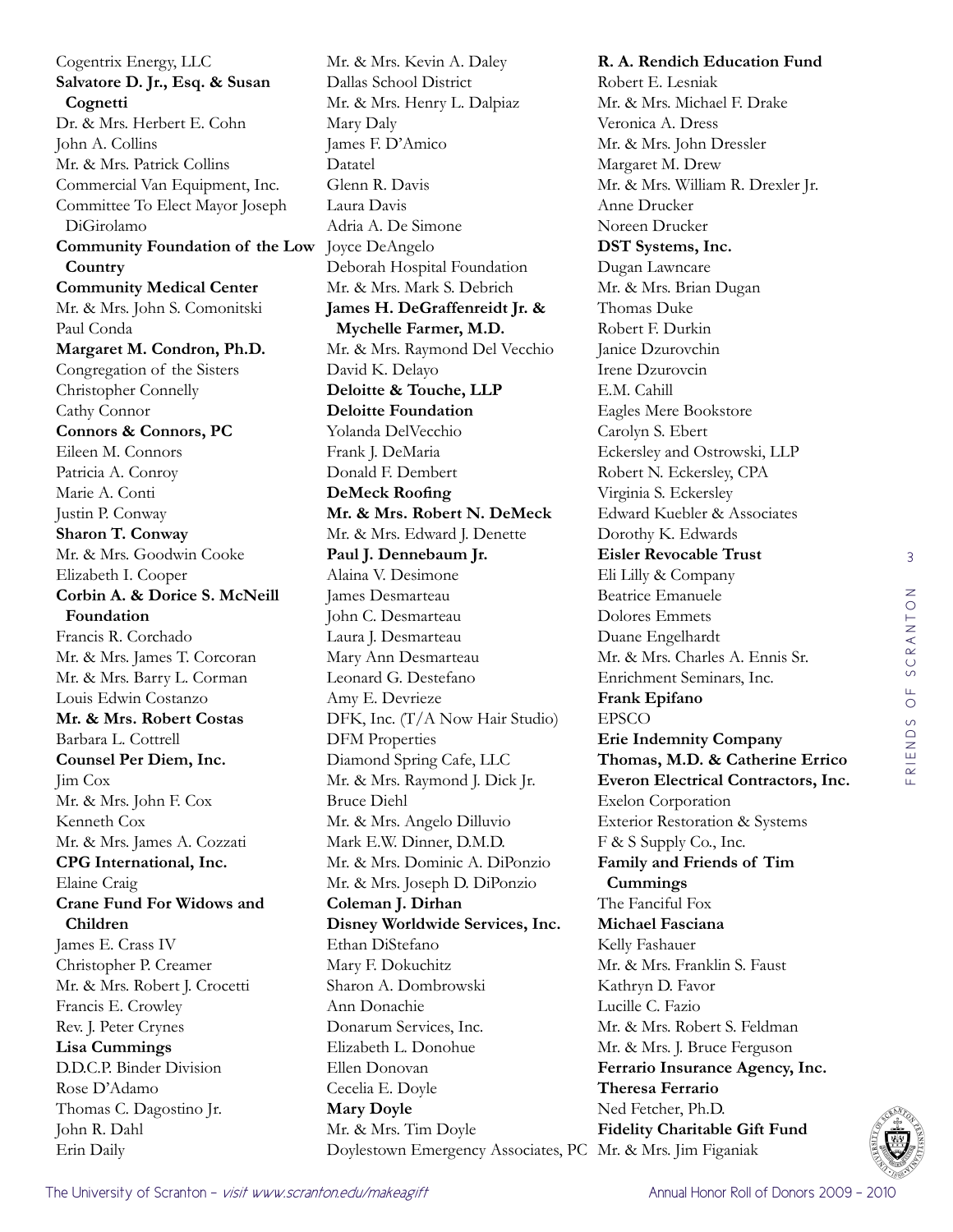Cogentrix Energy, LLC
**Salvatore D. Jr., Esq. & Susan Cognetti**
Dr. & Mrs. Herbert E. Cohn
John A. Collins
Mr. & Mrs. Patrick Collins
Commercial Van Equipment, Inc.
Committee To Elect Mayor Joseph DiGirolamo
**Community Foundation of the Low Country**
**Community Medical Center**
Mr. & Mrs. John S. Comonitski
Paul Conda
**Margaret M. Condron, Ph.D.**
Congregation of the Sisters
Christopher Connelly
Cathy Connor
**Connors & Connors, PC**
Eileen M. Connors
Patricia A. Conroy
Marie A. Conti
Justin P. Conway
**Sharon T. Conway**
Mr. & Mrs. Goodwin Cooke
Elizabeth I. Cooper
**Corbin A. & Dorice S. McNeill Foundation**
Francis R. Corchado
Mr. & Mrs. James T. Corcoran
Mr. & Mrs. Barry L. Corman
Louis Edwin Costanzo
**Mr. & Mrs. Robert Costas**
Barbara L. Cottrell
**Counsel Per Diem, Inc.**
Jim Cox
Mr. & Mrs. John F. Cox
Kenneth Cox
Mr. & Mrs. James A. Cozzati
**CPG International, Inc.**
Elaine Craig
**Crane Fund For Widows and Children**
James E. Crass IV
Christopher P. Creamer
Mr. & Mrs. Robert J. Crocetti
Francis E. Crowley
Rev. J. Peter Crynes
**Lisa Cummings**
D.D.C.P. Binder Division
Rose D'Adamo
Thomas C. Dagostino Jr.
John R. Dahl
Erin Daily
Mr. & Mrs. Kevin A. Daley
Dallas School District
Mr. & Mrs. Henry L. Dalpiaz
Mary Daly
James F. D'Amico
Datatel
Glenn R. Davis
Laura Davis
Adria A. De Simone
Joyce DeAngelo
Deborah Hospital Foundation
Mr. & Mrs. Mark S. Debrich
**James H. DeGraffenreidt Jr. & Mychelle Farmer, M.D.**
Mr. & Mrs. Raymond Del Vecchio
David K. Delayo
**Deloitte & Touche, LLP**
**Deloitte Foundation**
Yolanda DelVecchio
Frank J. DeMaria
Donald F. Dembert
**DeMeck Roofing**
**Mr. & Mrs. Robert N. DeMeck**
Mr. & Mrs. Edward J. Denette
**Paul J. Dennebaum Jr.**
Alaina V. Desimone
James Desmarteau
John C. Desmarteau
Laura J. Desmarteau
Mary Ann Desmarteau
Leonard G. Destefano
Amy E. Devrieze
DFK, Inc. (T/A Now Hair Studio)
DFM Properties
Diamond Spring Cafe, LLC
Mr. & Mrs. Raymond J. Dick Jr.
Bruce Diehl
Mr. & Mrs. Angelo Dilluvio
Mark E.W. Dinner, D.M.D.
Mr. & Mrs. Dominic A. DiPonzio
Mr. & Mrs. Joseph D. DiPonzio
**Coleman J. Dirhan**
**Disney Worldwide Services, Inc.**
Ethan DiStefano
Mary F. Dokuchitz
Sharon A. Dombrowski
Ann Donachie
Donarum Services, Inc.
Elizabeth L. Donohue
Ellen Donovan
Cecelia E. Doyle
**Mary Doyle**
Mr. & Mrs. Tim Doyle
Doylestown Emergency Associates, PC
**R. A. Rendich Education Fund**
Robert E. Lesniak
Mr. & Mrs. Michael F. Drake
Veronica A. Dress
Mr. & Mrs. John Dressler
Margaret M. Drew
Mr. & Mrs. William R. Drexler Jr.
Anne Drucker
Noreen Drucker
**DST Systems, Inc.**
Dugan Lawncare
Mr. & Mrs. Brian Dugan
Thomas Duke
Robert F. Durkin
Janice Dzurovchin
Irene Dzurovcin
E.M. Cahill
Eagles Mere Bookstore
Carolyn S. Ebert
Eckersley and Ostrowski, LLP
Robert N. Eckersley, CPA
Virginia S. Eckersley
Edward Kuebler & Associates
Dorothy K. Edwards
**Eisler Revocable Trust**
Eli Lilly & Company
Beatrice Emanuele
Dolores Emmets
Duane Engelhardt
Mr. & Mrs. Charles A. Ennis Sr.
Enrichment Seminars, Inc.
**Frank Epifano**
EPSCO
**Erie Indemnity Company**
**Thomas, M.D. & Catherine Errico**
**Everon Electrical Contractors, Inc.**
Exelon Corporation
Exterior Restoration & Systems
F & S Supply Co., Inc.
**Family and Friends of Tim Cummings**
The Fanciful Fox
**Michael Fasciana**
Kelly Fashauer
Mr. & Mrs. Franklin S. Faust
Kathryn D. Favor
Lucille C. Fazio
Mr. & Mrs. Robert S. Feldman
Mr. & Mrs. J. Bruce Ferguson
**Ferrario Insurance Agency, Inc.**
**Theresa Ferrario**
Ned Fetcher, Ph.D.
**Fidelity Charitable Gift Fund**
Mr. & Mrs. Jim Figaniak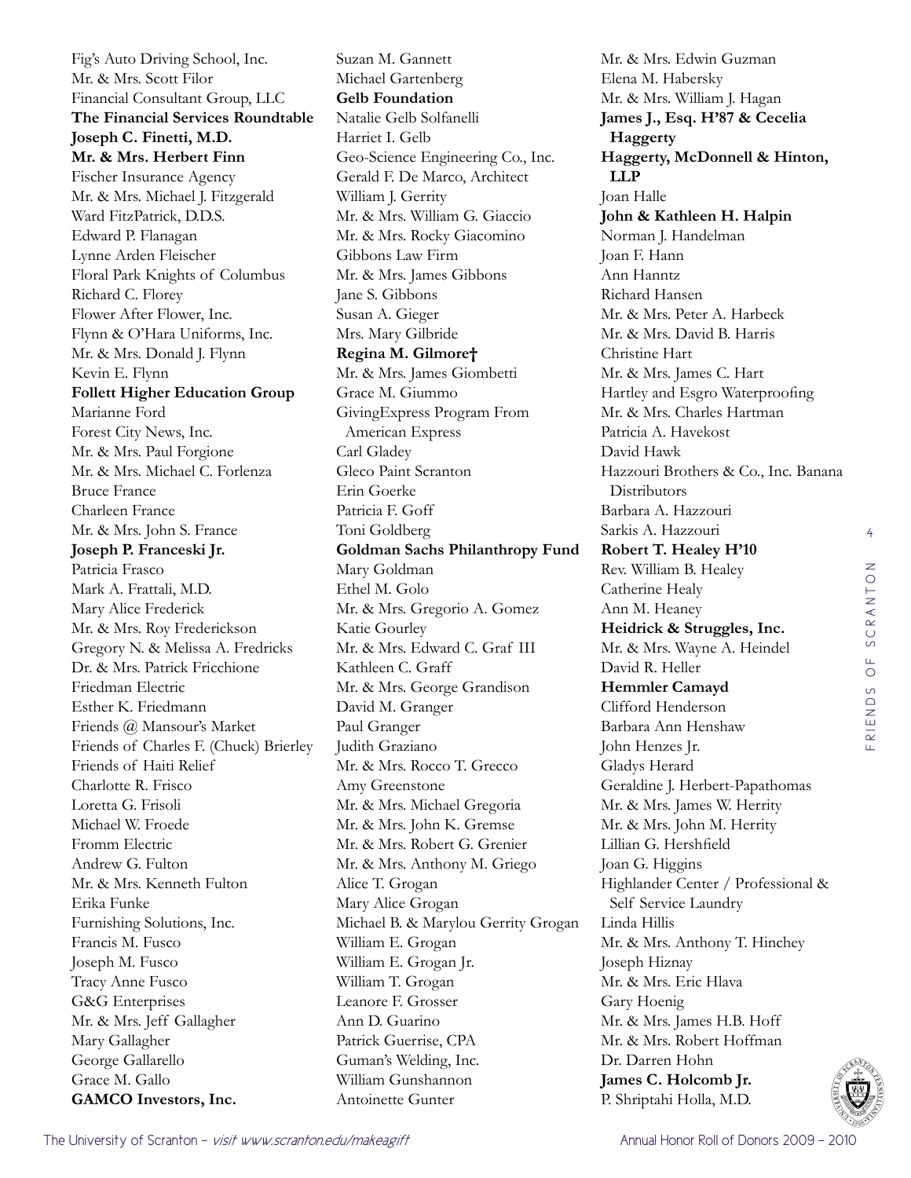Fig's Auto Driving School, Inc.
Mr. & Mrs. Scott Filor
Financial Consultant Group, LLC
**The Financial Services Roundtable**
**Joseph C. Finetti, M.D.**
**Mr. & Mrs. Herbert Finn**
Fischer Insurance Agency
Mr. & Mrs. Michael J. Fitzgerald
Ward FitzPatrick, D.D.S.
Edward P. Flanagan
Lynne Arden Fleischer
Floral Park Knights of Columbus
Richard C. Florey
Flower After Flower, Inc.
Flynn & O'Hara Uniforms, Inc.
Mr. & Mrs. Donald J. Flynn
Kevin E. Flynn
**Follett Higher Education Group**
Marianne Ford
Forest City News, Inc.
Mr. & Mrs. Paul Forgione
Mr. & Mrs. Michael C. Forlenza
Bruce France
Charleen France
Mr. & Mrs. John S. France
**Joseph P. Franceski Jr.**
Patricia Frasco
Mark A. Frattali, M.D.
Mary Alice Frederick
Mr. & Mrs. Roy Frederickson
Gregory N. & Melissa A. Fredricks
Dr. & Mrs. Patrick Fricchione
Friedman Electric
Esther K. Friedmann
Friends @ Mansour's Market
Friends of Charles F. (Chuck) Brierley
Friends of Haiti Relief
Charlotte R. Frisco
Loretta G. Frisoli
Michael W. Froede
Fromm Electric
Andrew G. Fulton
Mr. & Mrs. Kenneth Fulton
Erika Funke
Furnishing Solutions, Inc.
Francis M. Fusco
Joseph M. Fusco
Tracy Anne Fusco
G&G Enterprises
Mr. & Mrs. Jeff Gallagher
Mary Gallagher
George Gallarello
Grace M. Gallo
**GAMCO Investors, Inc.**
Suzan M. Gannett
Michael Gartenberg
**Gelb Foundation**
Natalie Gelb Solfanelli
Harriet I. Gelb
Geo-Science Engineering Co., Inc.
Gerald F. De Marco, Architect
William J. Gerrity
Mr. & Mrs. William G. Giaccio
Mr. & Mrs. Rocky Giacomino
Gibbons Law Firm
Mr. & Mrs. James Gibbons
Jane S. Gibbons
Susan A. Gieger
Mrs. Mary Gilbride
**Regina M. Gilmore†**
Mr. & Mrs. James Giombetti
Grace M. Giummo
GivingExpress Program From American Express
Carl Gladey
Gleco Paint Scranton
Erin Goerke
Patricia F. Goff
Toni Goldberg
**Goldman Sachs Philanthropy Fund**
Mary Goldman
Ethel M. Golo
Mr. & Mrs. Gregorio A. Gomez
Katie Gourley
Mr. & Mrs. Edward C. Graf III
Kathleen C. Graff
Mr. & Mrs. George Grandison
David M. Granger
Paul Granger
Judith Graziano
Mr. & Mrs. Rocco T. Grecco
Amy Greenstone
Mr. & Mrs. Michael Gregoria
Mr. & Mrs. John K. Gremse
Mr. & Mrs. Robert G. Grenier
Mr. & Mrs. Anthony M. Griego
Alice T. Grogan
Mary Alice Grogan
Michael B. & Marylou Gerrity Grogan
William E. Grogan
William E. Grogan Jr.
William T. Grogan
Leanore F. Grosser
Ann D. Guarino
Patrick Guerrise, CPA
Guman's Welding, Inc.
William Gunshannon
Antoinette Gunter
Mr. & Mrs. Edwin Guzman
Elena M. Habersky
Mr. & Mrs. William J. Hagan
**James J., Esq. H'87 & Cecelia Haggerty**
**Haggerty, McDonnell & Hinton, LLP**
Joan Halle
**John & Kathleen H. Halpin**
Norman J. Handelman
Joan F. Hann
Ann Hanntz
Richard Hansen
Mr. & Mrs. Peter A. Harbeck
Mr. & Mrs. David B. Harris
Christine Hart
Mr. & Mrs. James C. Hart
Hartley and Esgro Waterproofing
Mr. & Mrs. Charles Hartman
Patricia A. Havekost
David Hawk
Hazzouri Brothers & Co., Inc. Banana Distributors
Barbara A. Hazzouri
Sarkis A. Hazzouri
**Robert T. Healey H'10**
Rev. William B. Healey
Catherine Healy
Ann M. Heaney
**Heidrick & Struggles, Inc.**
Mr. & Mrs. Wayne A. Heindel
David R. Heller
**Hemmler Camayd**
Clifford Henderson
Barbara Ann Henshaw
John Henzes Jr.
Gladys Herard
Geraldine J. Herbert-Papathomas
Mr. & Mrs. James W. Herrity
Mr. & Mrs. John M. Herrity
Lillian G. Hershfield
Joan G. Higgins
Highlander Center / Professional & Self Service Laundry
Linda Hillis
Mr. & Mrs. Anthony T. Hinchey
Joseph Hiznay
Mr. & Mrs. Eric Hlava
Gary Hoenig
Mr. & Mrs. James H.B. Hoff
Mr. & Mrs. Robert Hoffman
Dr. Darren Hohn
**James C. Holcomb Jr.**
P. Shriptahi Holla, M.D.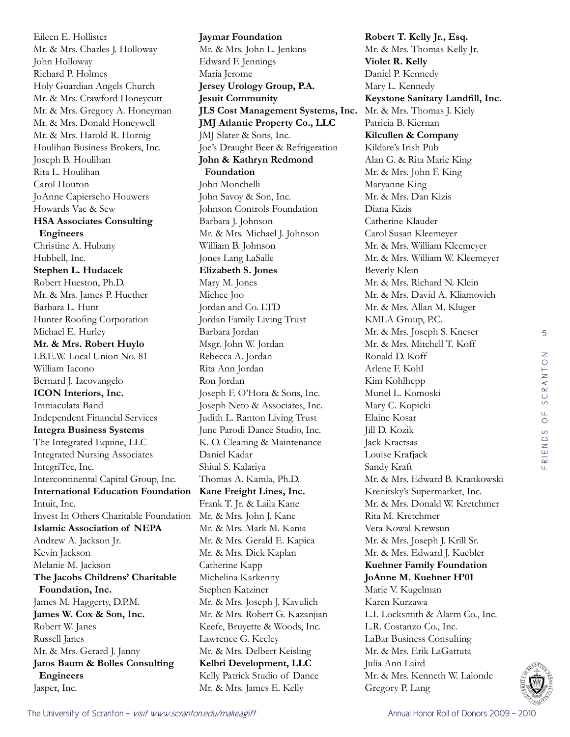Eileen E. Hollister
Mr. & Mrs. Charles J. Holloway
John Holloway
Richard P. Holmes
Holy Guardian Angels Church
Mr. & Mrs. Crawford Honeycutt
Mr. & Mrs. Gregory A. Honeyman
Mr. & Mrs. Donald Honeywell
Mr. & Mrs. Harold R. Hornig
Houlihan Business Brokers, Inc.
Joseph B. Houlihan
Rita L. Houlihan
Carol Houton
JoAnne Capierseho Houwers
Howards Vac & Sew
**HSA Associates Consulting Engineers**
Christine A. Hubany
Hubbell, Inc.
**Stephen L. Hudacek**
Robert Hueston, Ph.D.
Mr. & Mrs. James P. Huether
Barbara L. Hunt
Hunter Roofing Corporation
Michael E. Hurley
**Mr. & Mrs. Robert Huylo**
I.B.E.W. Local Union No. 81
William Iacono
Bernard J. Iacovangelo
**ICON Interiors, Inc.**
Immaculata Band
Independent Financial Services
**Integra Business Systems**
The Integrated Equine, LLC
Integrated Nursing Associates
IntegriTec, Inc.
Intercontinental Capital Group, Inc.
**International Education Foundation**
Intuit, Inc.
Invest In Others Charitable Foundation
**Islamic Association of NEPA**
Andrew A. Jackson Jr.
Kevin Jackson
Melanie M. Jackson
**The Jacobs Childrens' Charitable Foundation, Inc.**
James M. Haggerty, D.P.M.
**James W. Cox & Son, Inc.**
Robert W. Janes
Russell Janes
Mr. & Mrs. Gerard J. Janny
**Jaros Baum & Bolles Consulting Engineers**
Jasper, Inc.
**Jaymar Foundation**
Mr. & Mrs. John L. Jenkins
Edward F. Jennings
Maria Jerome
**Jersey Urology Group, P.A.**
**Jesuit Community**
**JLS Cost Management Systems, Inc.**
**JMJ Atlantic Property Co., LLC**
JMJ Slater & Sons, Inc.
Joe's Draught Beer & Refrigeration
**John & Kathryn Redmond Foundation**
John Monchelli
John Savoy & Son, Inc.
Johnson Controls Foundation
Barbara J. Johnson
Mr. & Mrs. Michael J. Johnson
William B. Johnson
Jones Lang LaSalle
**Elizabeth S. Jones**
Mary M. Jones
Michee Joo
Jordan and Co. LTD
Jordan Family Living Trust
Barbara Jordan
Msgr. John W. Jordan
Rebecca A. Jordan
Rita Ann Jordan
Ron Jordan
Joseph F. O'Hora & Sons, Inc.
Joseph Neto & Associates, Inc.
Judith L. Ranton Living Trust
June Parodi Dance Studio, Inc.
K. O. Cleaning & Maintenance
Daniel Kadar
Shital S. Kalariya
Thomas A. Kamla, Ph.D.
**Kane Freight Lines, Inc.**
Frank T. Jr. & Laila Kane
Mr. & Mrs. John J. Kane
Mr. & Mrs. Mark M. Kania
Mr. & Mrs. Gerald E. Kapica
Mr. & Mrs. Dick Kaplan
Catherine Kapp
Michelina Karkenny
Stephen Katziner
Mr. & Mrs. Joseph J. Kavulich
Mr. & Mrs. Robert G. Kazanjian
Keefe, Bruyette & Woods, Inc.
Lawrence G. Keeley
Mr. & Mrs. Delbert Keisling
**Kelbri Development, LLC**
Kelly Patrick Studio of Dance
Mr. & Mrs. James E. Kelly
**Robert T. Kelly Jr., Esq.**
Mr. & Mrs. Thomas Kelly Jr.
**Violet R. Kelly**
Daniel P. Kennedy
Mary L. Kennedy
**Keystone Sanitary Landfill, Inc.**
Mr. & Mrs. Thomas J. Kiely
Patricia B. Kiernan
**Kilcullen & Company**
Kildare's Irish Pub
Alan G. & Rita Marie King
Mr. & Mrs. John F. King
Maryanne King
Mr. & Mrs. Dan Kizis
Diana Kizis
Catherine Klauder
Carol Susan Kleemeyer
Mr. & Mrs. William Kleemeyer
Mr. & Mrs. William W. Kleemeyer
Beverly Klein
Mr. & Mrs. Richard N. Klein
Mr. & Mrs. David A. Kliamovich
Mr. & Mrs. Allan M. Kluger
KMLA Group, P.C.
Mr. & Mrs. Joseph S. Kneser
Mr. & Mrs. Mitchell T. Koff
Ronald D. Koff
Arlene F. Kohl
Kim Kohlhepp
Muriel L. Komoski
Mary C. Kopicki
Elaine Kosar
Jill D. Kozik
Jack Kractsas
Louise Krafjack
Sandy Kraft
Mr. & Mrs. Edward B. Krankowski
Krenitsky's Supermarket, Inc.
Mr. & Mrs. Donald W. Kretchmer
Rita M. Kretchmer
Vera Kowal Krewsun
Mr. & Mrs. Joseph J. Krill Sr.
Mr. & Mrs. Edward J. Kuebler
**Kuehner Family Foundation**
**JoAnne M. Kuehner H'01**
Marie V. Kugelman
Karen Kurzawa
L.I. Locksmith & Alarm Co., Inc.
L.R. Costanzo Co., Inc.
LaBar Business Consulting
Mr. & Mrs. Erik LaGattuta
Julia Ann Laird
Mr. & Mrs. Kenneth W. Lalonde
Gregory P. Lang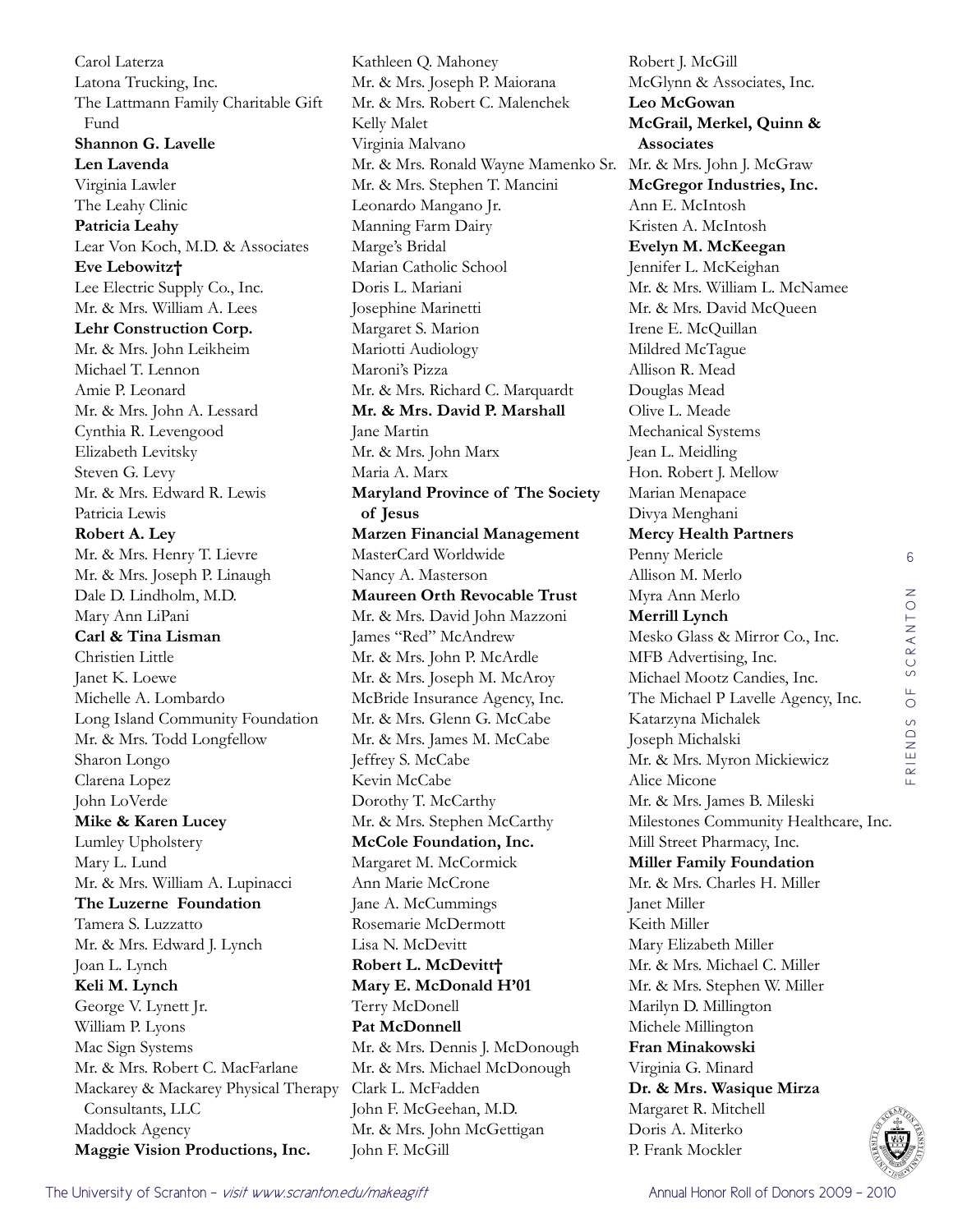Carol Laterza
Latona Trucking, Inc.
The Lattmann Family Charitable Gift Fund
**Shannon G. Lavelle**
**Len Lavenda**
Virginia Lawler
The Leahy Clinic
**Patricia Leahy**
Lear Von Koch, M.D. & Associates
**Eve Lebowitz†**
Lee Electric Supply Co., Inc.
Mr. & Mrs. William A. Lees
**Lehr Construction Corp.**
Mr. & Mrs. John Leikheim
Michael T. Lennon
Amie P. Leonard
Mr. & Mrs. John A. Lessard
Cynthia R. Levengood
Elizabeth Levitsky
Steven G. Levy
Mr. & Mrs. Edward R. Lewis
Patricia Lewis
**Robert A. Ley**
Mr. & Mrs. Henry T. Lievre
Mr. & Mrs. Joseph P. Linaugh
Dale D. Lindholm, M.D.
Mary Ann LiPani
**Carl & Tina Lisman**
Christien Little
Janet K. Loewe
Michelle A. Lombardo
Long Island Community Foundation
Mr. & Mrs. Todd Longfellow
Sharon Longo
Clarena Lopez
John LoVerde
**Mike & Karen Lucey**
Lumley Upholstery
Mary L. Lund
Mr. & Mrs. William A. Lupinacci
**The Luzerne Foundation**
Tamera S. Luzzatto
Mr. & Mrs. Edward J. Lynch
Joan L. Lynch
**Keli M. Lynch**
George V. Lynett Jr.
William P. Lyons
Mac Sign Systems
Mr. & Mrs. Robert C. MacFarlane
Mackarey & Mackarey Physical Therapy Consultants, LLC
Maddock Agency
**Maggie Vision Productions, Inc.**
Kathleen Q. Mahoney
Mr. & Mrs. Joseph P. Maiorana
Mr. & Mrs. Robert C. Malenchek
Kelly Malet
Virginia Malvano
Mr. & Mrs. Ronald Wayne Mamenko Sr.
Mr. & Mrs. Stephen T. Mancini
Leonardo Mangano Jr.
Manning Farm Dairy
Marge's Bridal
Marian Catholic School
Doris L. Mariani
Josephine Marinetti
Margaret S. Marion
Mariotti Audiology
Maroni's Pizza
Mr. & Mrs. Richard C. Marquardt
**Mr. & Mrs. David P. Marshall**
Jane Martin
Mr. & Mrs. John Marx
Maria A. Marx
**Maryland Province of The Society of Jesus**
**Marzen Financial Management**
MasterCard Worldwide
Nancy A. Masterson
**Maureen Orth Revocable Trust**
Mr. & Mrs. David John Mazzoni
James "Red" McAndrew
Mr. & Mrs. John P. McArdle
Mr. & Mrs. Joseph M. McAroy
McBride Insurance Agency, Inc.
Mr. & Mrs. Glenn G. McCabe
Mr. & Mrs. James M. McCabe
Jeffrey S. McCabe
Kevin McCabe
Dorothy T. McCarthy
Mr. & Mrs. Stephen McCarthy
**McCole Foundation, Inc.**
Margaret M. McCormick
Ann Marie McCrone
Jane A. McCummings
Rosemarie McDermott
Lisa N. McDevitt
**Robert L. McDevitt†**
**Mary E. McDonald H'01**
Terry McDonell
**Pat McDonnell**
Mr. & Mrs. Dennis J. McDonough
Mr. & Mrs. Michael McDonough
Clark L. McFadden
John F. McGeehan, M.D.
Mr. & Mrs. John McGettigan
John F. McGill
Robert J. McGill
McGlynn & Associates, Inc.
**Leo McGowan**
**McGrail, Merkel, Quinn & Associates**
Mr. & Mrs. John J. McGraw
**McGregor Industries, Inc.**
Ann E. McIntosh
Kristen A. McIntosh
**Evelyn M. McKeegan**
Jennifer L. McKeighan
Mr. & Mrs. William L. McNamee
Mr. & Mrs. David McQueen
Irene E. McQuillan
Mildred McTague
Allison R. Mead
Douglas Mead
Olive L. Meade
Mechanical Systems
Jean L. Meidling
Hon. Robert J. Mellow
Marian Menapace
Divya Menghani
**Mercy Health Partners**
Penny Mericle
Allison M. Merlo
Myra Ann Merlo
**Merrill Lynch**
Mesko Glass & Mirror Co., Inc.
MFB Advertising, Inc.
Michael Mootz Candies, Inc.
The Michael P Lavelle Agency, Inc.
Katarzyna Michalek
Joseph Michalski
Mr. & Mrs. Myron Mickiewicz
Alice Micone
Mr. & Mrs. James B. Mileski
Milestones Community Healthcare, Inc.
Mill Street Pharmacy, Inc.
**Miller Family Foundation**
Mr. & Mrs. Charles H. Miller
Janet Miller
Keith Miller
Mary Elizabeth Miller
Mr. & Mrs. Michael C. Miller
Mr. & Mrs. Stephen W. Miller
Marilyn D. Millington
Michele Millington
**Fran Minakowski**
Virginia G. Minard
**Dr. & Mrs. Wasique Mirza**
Margaret R. Mitchell
Doris A. Miterko
P. Frank Mockler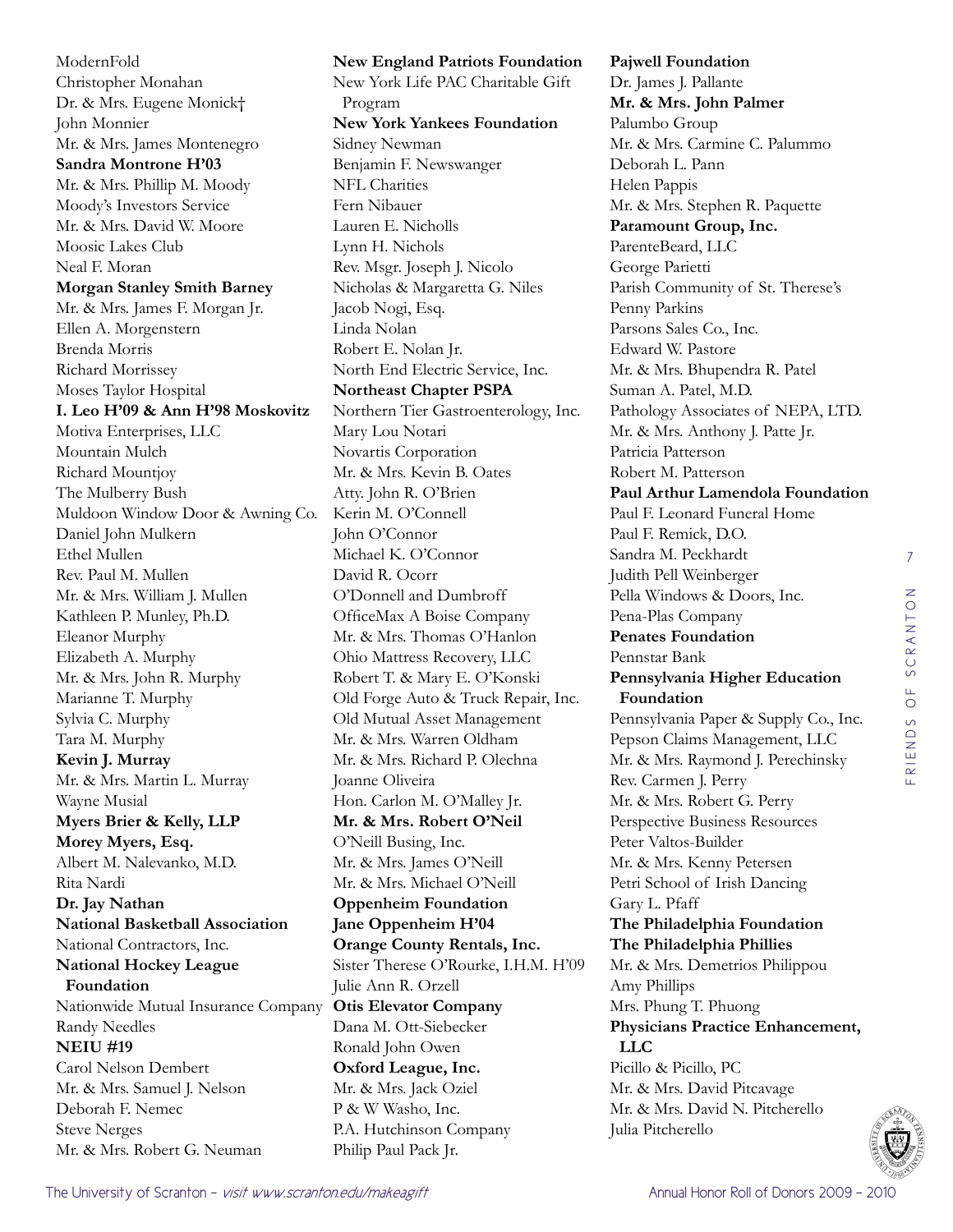ModernFold
Christopher Monahan
Dr. & Mrs. Eugene Monick†
John Monnier
Mr. & Mrs. James Montenegro
**Sandra Montrone H'03**
Mr. & Mrs. Phillip M. Moody
Moody's Investors Service
Mr. & Mrs. David W. Moore
Moosic Lakes Club
Neal F. Moran
**Morgan Stanley Smith Barney**
Mr. & Mrs. James F. Morgan Jr.
Ellen A. Morgenstern
Brenda Morris
Richard Morrissey
Moses Taylor Hospital
**I. Leo H'09 & Ann H'98 Moskovitz**
Motiva Enterprises, LLC
Mountain Mulch
Richard Mountjoy
The Mulberry Bush
Muldoon Window Door & Awning Co.
Daniel John Mulkern
Ethel Mullen
Rev. Paul M. Mullen
Mr. & Mrs. William J. Mullen
Kathleen P. Munley, Ph.D.
Eleanor Murphy
Elizabeth A. Murphy
Mr. & Mrs. John R. Murphy
Marianne T. Murphy
Sylvia C. Murphy
Tara M. Murphy
**Kevin J. Murray**
Mr. & Mrs. Martin L. Murray
Wayne Musial
**Myers Brier & Kelly, LLP**
**Morey Myers, Esq.**
Albert M. Nalevanko, M.D.
Rita Nardi
**Dr. Jay Nathan**
**National Basketball Association**
National Contractors, Inc.
**National Hockey League Foundation**
Nationwide Mutual Insurance Company
Randy Needles
**NEIU #19**
Carol Nelson Dembert
Mr. & Mrs. Samuel J. Nelson
Deborah F. Nemec
Steve Nerges
Mr. & Mrs. Robert G. Neuman
**New England Patriots Foundation**
New York Life PAC Charitable Gift Program
**New York Yankees Foundation**
Sidney Newman
Benjamin F. Newswanger
NFL Charities
Fern Nibauer
Lauren E. Nicholls
Lynn H. Nichols
Rev. Msgr. Joseph J. Nicolo
Nicholas & Margaretta G. Niles
Jacob Nogi, Esq.
Linda Nolan
Robert E. Nolan Jr.
North End Electric Service, Inc.
**Northeast Chapter PSPA**
Northern Tier Gastroenterology, Inc.
Mary Lou Notari
Novartis Corporation
Mr. & Mrs. Kevin B. Oates
Atty. John R. O'Brien
Kerin M. O'Connell
John O'Connor
Michael K. O'Connor
David R. Ocorr
O'Donnell and Dumbroff
OfficeMax A Boise Company
Mr. & Mrs. Thomas O'Hanlon
Ohio Mattress Recovery, LLC
Robert T. & Mary E. O'Konski
Old Forge Auto & Truck Repair, Inc.
Old Mutual Asset Management
Mr. & Mrs. Warren Oldham
Mr. & Mrs. Richard P. Olechna
Joanne Oliveira
Hon. Carlon M. O'Malley Jr.
**Mr. & Mrs. Robert O'Neil**
O'Neill Busing, Inc.
Mr. & Mrs. James O'Neill
Mr. & Mrs. Michael O'Neill
**Oppenheim Foundation**
**Jane Oppenheim H'04**
**Orange County Rentals, Inc.**
Sister Therese O'Rourke, I.H.M. H'09
Julie Ann R. Orzell
**Otis Elevator Company**
Dana M. Ott-Siebecker
Ronald John Owen
**Oxford League, Inc.**
Mr. & Mrs. Jack Oziel
P & W Washo, Inc.
P.A. Hutchinson Company
Philip Paul Pack Jr.
**Pajwell Foundation**
Dr. James J. Pallante
**Mr. & Mrs. John Palmer**
Palumbo Group
Mr. & Mrs. Carmine C. Palummo
Deborah L. Pann
Helen Pappis
Mr. & Mrs. Stephen R. Paquette
**Paramount Group, Inc.**
ParenteBeard, LLC
George Parietti
Parish Community of St. Therese's
Penny Parkins
Parsons Sales Co., Inc.
Edward W. Pastore
Mr. & Mrs. Bhupendra R. Patel
Suman A. Patel, M.D.
Pathology Associates of NEPA, LTD.
Mr. & Mrs. Anthony J. Patte Jr.
Patricia Patterson
Robert M. Patterson
**Paul Arthur Lamendola Foundation**
Paul F. Leonard Funeral Home
Paul F. Remick, D.O.
Sandra M. Peckhardt
Judith Pell Weinberger
Pella Windows & Doors, Inc.
Pena-Plas Company
**Penates Foundation**
Pennstar Bank
**Pennsylvania Higher Education Foundation**
Pennsylvania Paper & Supply Co., Inc.
Pepson Claims Management, LLC
Mr. & Mrs. Raymond J. Perechinsky
Rev. Carmen J. Perry
Mr. & Mrs. Robert G. Perry
Perspective Business Resources
Peter Valtos-Builder
Mr. & Mrs. Kenny Petersen
Petri School of Irish Dancing
Gary L. Pfaff
**The Philadelphia Foundation**
**The Philadelphia Phillies**
Mr. & Mrs. Demetrios Philippou
Amy Phillips
Mrs. Phung T. Phuong
**Physicians Practice Enhancement, LLC**
Picillo & Picillo, PC
Mr. & Mrs. David Pitcavage
Mr. & Mrs. David N. Pitcherello
Julia Pitcherello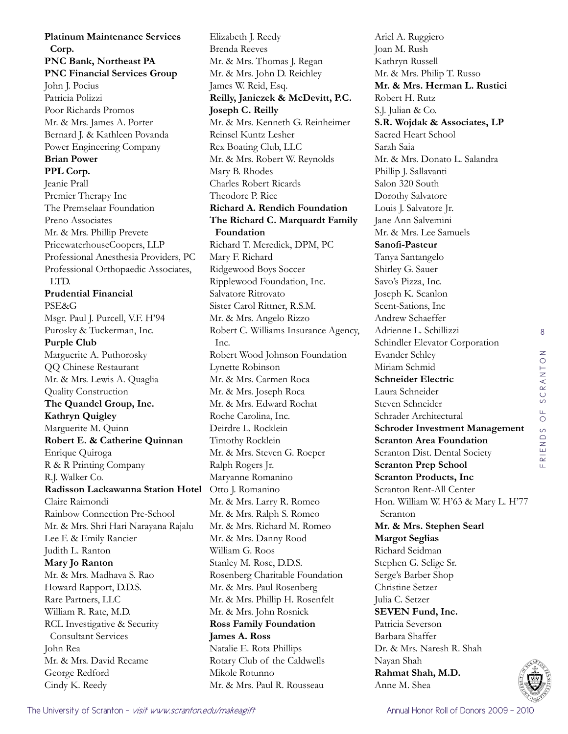**Platinum Maintenance Services Corp.**
**PNC Bank, Northeast PA**
**PNC Financial Services Group**
John J. Pocius
Patricia Polizzi
Poor Richards Promos
Mr. & Mrs. James A. Porter
Bernard J. & Kathleen Povanda
Power Engineering Company
**Brian Power**
**PPL Corp.**
Jeanie Prall
Premier Therapy Inc
The Premselaar Foundation
Preno Associates
Mr. & Mrs. Phillip Prevete
PricewaterhouseCoopers, LLP
Professional Anesthesia Providers, PC
Professional Orthopaedic Associates, LTD.
**Prudential Financial**
PSE&G
Msgr. Paul J. Purcell, V.F. H'94
Purosky & Tuckerman, Inc.
**Purple Club**
Marguerite A. Puthorosky
QQ Chinese Restaurant
Mr. & Mrs. Lewis A. Quaglia
Quality Construction
**The Quandel Group, Inc.**
**Kathryn Quigley**
Marguerite M. Quinn
**Robert E. & Catherine Quinnan**
Enrique Quiroga
R & R Printing Company
R.J. Walker Co.
**Radisson Lackawanna Station Hotel**
Claire Raimondi
Rainbow Connection Pre-School
Mr. & Mrs. Shri Hari Narayana Rajalu
Lee F. & Emily Rancier
Judith L. Ranton
**Mary Jo Ranton**
Mr. & Mrs. Madhava S. Rao
Howard Rapport, D.D.S.
Rare Partners, LLC
William R. Rate, M.D.
RCL Investigative & Security Consultant Services
John Rea
Mr. & Mrs. David Recame
George Redford
Cindy K. Reedy
Elizabeth J. Reedy
Brenda Reeves
Mr. & Mrs. Thomas J. Regan
Mr. & Mrs. John D. Reichley
James W. Reid, Esq.
**Reilly, Janiczek & McDevitt, P.C.**
**Joseph C. Reilly**
Mr. & Mrs. Kenneth G. Reinheimer
Reinsel Kuntz Lesher
Rex Boating Club, LLC
Mr. & Mrs. Robert W. Reynolds
Mary B. Rhodes
Charles Robert Ricards
Theodore P. Rice
**Richard A. Rendich Foundation**
**The Richard C. Marquardt Family Foundation**
Richard T. Meredick, DPM, PC
Mary F. Richard
Ridgewood Boys Soccer
Ripplewood Foundation, Inc.
Salvatore Ritrovato
Sister Carol Rittner, R.S.M.
Mr. & Mrs. Angelo Rizzo
Robert C. Williams Insurance Agency, Inc.
Robert Wood Johnson Foundation
Lynette Robinson
Mr. & Mrs. Carmen Roca
Mr. & Mrs. Joseph Roca
Mr. & Mrs. Edward Rochat
Roche Carolina, Inc.
Deirdre L. Rocklein
Timothy Rocklein
Mr. & Mrs. Steven G. Roeper
Ralph Rogers Jr.
Maryanne Romanino
Otto J. Romanino
Mr. & Mrs. Larry R. Romeo
Mr. & Mrs. Ralph S. Romeo
Mr. & Mrs. Richard M. Romeo
Mr. & Mrs. Danny Rood
William G. Roos
Stanley M. Rose, D.D.S.
Rosenberg Charitable Foundation
Mr. & Mrs. Paul Rosenberg
Mr. & Mrs. Phillip H. Rosenfelt
Mr. & Mrs. John Rosnick
**Ross Family Foundation**
**James A. Ross**
Natalie E. Rota Phillips
Rotary Club of the Caldwells
Mikole Rotunno
Mr. & Mrs. Paul R. Rousseau
Ariel A. Ruggiero
Joan M. Rush
Kathryn Russell
Mr. & Mrs. Philip T. Russo
**Mr. & Mrs. Herman L. Rustici**
Robert H. Rutz
S.J. Julian & Co.
**S.R. Wojdak & Associates, LP**
Sacred Heart School
Sarah Saia
Mr. & Mrs. Donato L. Salandra
Phillip J. Sallavanti
Salon 320 South
Dorothy Salvatore
Louis J. Salvatore Jr.
Jane Ann Salvemini
Mr. & Mrs. Lee Samuels
**Sanofi-Pasteur**
Tanya Santangelo
Shirley G. Sauer
Savo's Pizza, Inc.
Joseph K. Scanlon
Scent-Sations, Inc
Andrew Schaeffer
Adrienne L. Schillizzi
Schindler Elevator Corporation
Evander Schley
Miriam Schmid
**Schneider Electric**
Laura Schneider
Steven Schneider
Schrader Architectural
**Schroder Investment Management**
**Scranton Area Foundation**
Scranton Dist. Dental Society
**Scranton Prep School**
**Scranton Products, Inc**
Scranton Rent-All Center
Hon. William W. H'63 & Mary L. H'77 Scranton
**Mr. & Mrs. Stephen Searl**
**Margot Seglias**
Richard Seidman
Stephen G. Selige Sr.
Serge's Barber Shop
Christine Setzer
Julia C. Setzer
**SEVEN Fund, Inc.**
Patricia Severson
Barbara Shaffer
Dr. & Mrs. Naresh R. Shah
Nayan Shah
**Rahmat Shah, M.D.**
Anne M. Shea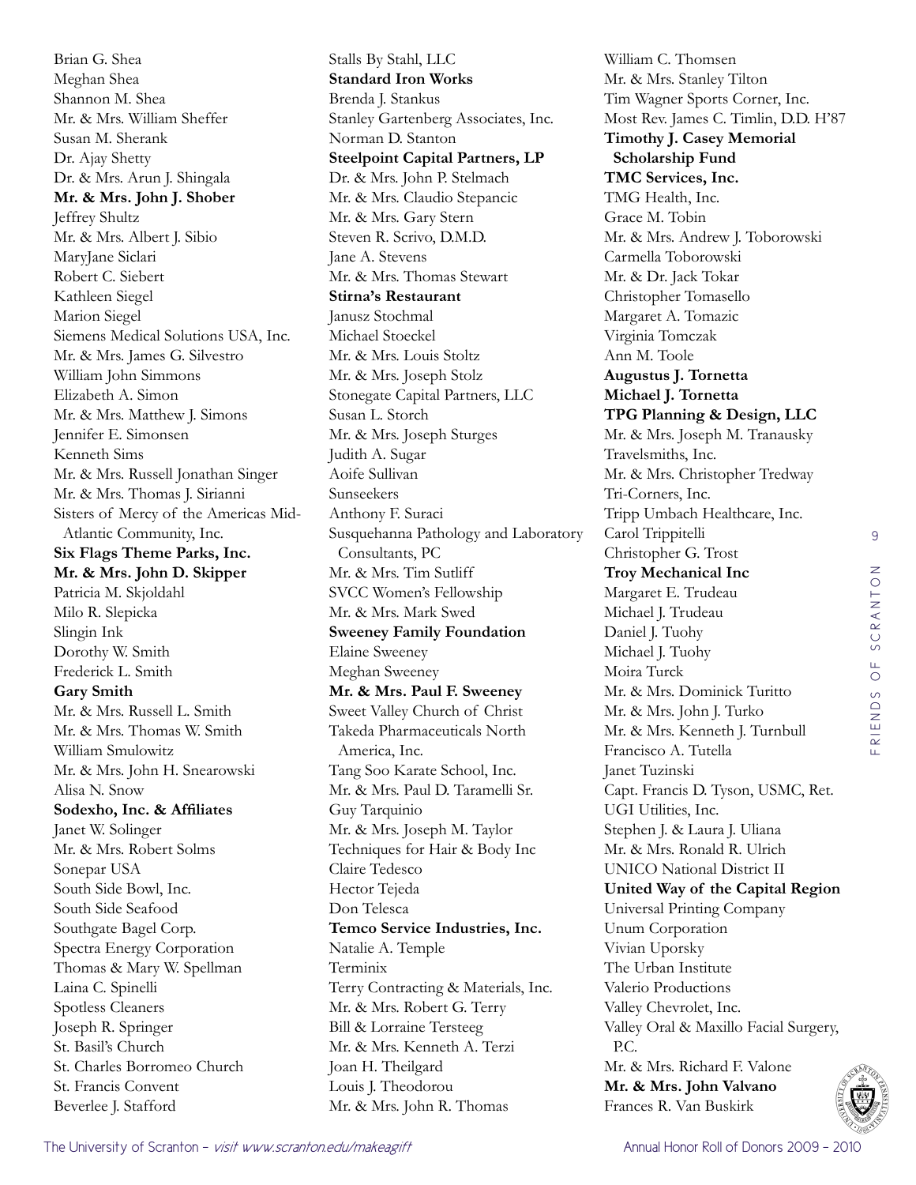Brian G. Shea
Meghan Shea
Shannon M. Shea
Mr. & Mrs. William Sheffer
Susan M. Sherank
Dr. Ajay Shetty
Dr. & Mrs. Arun J. Shingala
**Mr. & Mrs. John J. Shober**
Jeffrey Shultz
Mr. & Mrs. Albert J. Sibio
MaryJane Siclari
Robert C. Siebert
Kathleen Siegel
Marion Siegel
Siemens Medical Solutions USA, Inc.
Mr. & Mrs. James G. Silvestro
William John Simmons
Elizabeth A. Simon
Mr. & Mrs. Matthew J. Simons
Jennifer E. Simonsen
Kenneth Sims
Mr. & Mrs. Russell Jonathan Singer
Mr. & Mrs. Thomas J. Sirianni
Sisters of Mercy of the Americas Mid-Atlantic Community, Inc.
**Six Flags Theme Parks, Inc.**
**Mr. & Mrs. John D. Skipper**
Patricia M. Skjoldahl
Milo R. Slepicka
Slingin Ink
Dorothy W. Smith
Frederick L. Smith
**Gary Smith**
Mr. & Mrs. Russell L. Smith
Mr. & Mrs. Thomas W. Smith
William Smulowitz
Mr. & Mrs. John H. Snearowski
Alisa N. Snow
**Sodexho, Inc. & Affiliates**
Janet W. Solinger
Mr. & Mrs. Robert Solms
Sonepar USA
South Side Bowl, Inc.
South Side Seafood
Southgate Bagel Corp.
Spectra Energy Corporation
Thomas & Mary W. Spellman
Laina C. Spinelli
Spotless Cleaners
Joseph R. Springer
St. Basil's Church
St. Charles Borromeo Church
St. Francis Convent
Beverlee J. Stafford
Stalls By Stahl, LLC
**Standard Iron Works**
Brenda J. Stankus
Stanley Gartenberg Associates, Inc.
Norman D. Stanton
**Steelpoint Capital Partners, LP**
Dr. & Mrs. John P. Stelmach
Mr. & Mrs. Claudio Stepancic
Mr. & Mrs. Gary Stern
Steven R. Scrivo, D.M.D.
Jane A. Stevens
Mr. & Mrs. Thomas Stewart
**Stirna's Restaurant**
Janusz Stochmal
Michael Stoeckel
Mr. & Mrs. Louis Stoltz
Mr. & Mrs. Joseph Stolz
Stonegate Capital Partners, LLC
Susan L. Storch
Mr. & Mrs. Joseph Sturges
Judith A. Sugar
Aoife Sullivan
Sunseekers
Anthony F. Suraci
Susquehanna Pathology and Laboratory Consultants, PC
Mr. & Mrs. Tim Sutliff
SVCC Women's Fellowship
Mr. & Mrs. Mark Swed
**Sweeney Family Foundation**
Elaine Sweeney
Meghan Sweeney
**Mr. & Mrs. Paul F. Sweeney**
Sweet Valley Church of Christ
Takeda Pharmaceuticals North America, Inc.
Tang Soo Karate School, Inc.
Mr. & Mrs. Paul D. Taramelli Sr.
Guy Tarquinio
Mr. & Mrs. Joseph M. Taylor
Techniques for Hair & Body Inc
Claire Tedesco
Hector Tejeda
Don Telesca
**Temco Service Industries, Inc.**
Natalie A. Temple
Terminix
Terry Contracting & Materials, Inc.
Mr. & Mrs. Robert G. Terry
Bill & Lorraine Tersteeg
Mr. & Mrs. Kenneth A. Terzi
Joan H. Theilgard
Louis J. Theodorou
Mr. & Mrs. John R. Thomas
William C. Thomsen
Mr. & Mrs. Stanley Tilton
Tim Wagner Sports Corner, Inc.
Most Rev. James C. Timlin, D.D. H'87
**Timothy J. Casey Memorial Scholarship Fund**
**TMC Services, Inc.**
TMG Health, Inc.
Grace M. Tobin
Mr. & Mrs. Andrew J. Toborowski
Carmella Toborowski
Mr. & Dr. Jack Tokar
Christopher Tomasello
Margaret A. Tomazic
Virginia Tomczak
Ann M. Toole
**Augustus J. Tornetta**
**Michael J. Tornetta**
**TPG Planning & Design, LLC**
Mr. & Mrs. Joseph M. Tranausky
Travelsmiths, Inc.
Mr. & Mrs. Christopher Tredway
Tri-Corners, Inc.
Tripp Umbach Healthcare, Inc.
Carol Trippitelli
Christopher G. Trost
**Troy Mechanical Inc**
Margaret E. Trudeau
Michael J. Trudeau
Daniel J. Tuohy
Michael J. Tuohy
Moira Turck
Mr. & Mrs. Dominick Turitto
Mr. & Mrs. John J. Turko
Mr. & Mrs. Kenneth J. Turnbull
Francisco A. Tutella
Janet Tuzinski
Capt. Francis D. Tyson, USMC, Ret.
UGI Utilities, Inc.
Stephen J. & Laura J. Uliana
Mr. & Mrs. Ronald R. Ulrich
UNICO National District II
**United Way of the Capital Region**
Universal Printing Company
Unum Corporation
Vivian Uporsky
The Urban Institute
Valerio Productions
Valley Chevrolet, Inc.
Valley Oral & Maxillo Facial Surgery, P.C.
Mr. & Mrs. Richard F. Valone
**Mr. & Mrs. John Valvano**
Frances R. Van Buskirk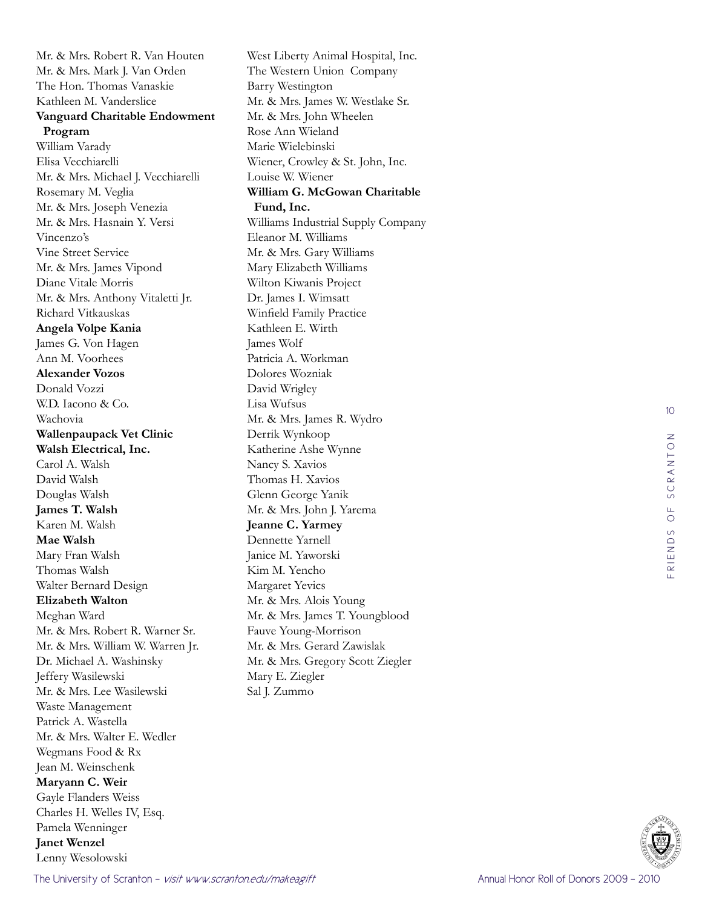Mr. & Mrs. Robert R. Van Houten
Mr. & Mrs. Mark J. Van Orden
The Hon. Thomas Vanaskie
Kathleen M. Vanderslice
**Vanguard Charitable Endowment Program**
William Varady
Elisa Vecchiarelli
Mr. & Mrs. Michael J. Vecchiarelli
Rosemary M. Veglia
Mr. & Mrs. Joseph Venezia
Mr. & Mrs. Hasnain Y. Versi
Vincenzo's
Vine Street Service
Mr. & Mrs. James Vipond
Diane Vitale Morris
Mr. & Mrs. Anthony Vitaletti Jr.
Richard Vitkauskas
**Angela Volpe Kania**
James G. Von Hagen
Ann M. Voorhees
**Alexander Vozos**
Donald Vozzi
W.D. Iacono & Co.
Wachovia
**Wallenpaupack Vet Clinic**
**Walsh Electrical, Inc.**
Carol A. Walsh
David Walsh
Douglas Walsh
**James T. Walsh**
Karen M. Walsh
**Mae Walsh**
Mary Fran Walsh
Thomas Walsh
Walter Bernard Design
**Elizabeth Walton**
Meghan Ward
Mr. & Mrs. Robert R. Warner Sr.
Mr. & Mrs. William W. Warren Jr.
Dr. Michael A. Washinsky
Jeffery Wasilewski
Mr. & Mrs. Lee Wasilewski
Waste Management
Patrick A. Wastella
Mr. & Mrs. Walter E. Wedler
Wegmans Food & Rx
Jean M. Weinschenk
**Maryann C. Weir**
Gayle Flanders Weiss
Charles H. Welles IV, Esq.
Pamela Wenninger
**Janet Wenzel**
Lenny Wesolowski
West Liberty Animal Hospital, Inc.
The Western Union Company
Barry Westington
Mr. & Mrs. James W. Westlake Sr.
Mr. & Mrs. John Wheelen
Rose Ann Wieland
Marie Wielebinski
Wiener, Crowley & St. John, Inc.
Louise W. Wiener
**William G. McGowan Charitable Fund, Inc.**
Williams Industrial Supply Company
Eleanor M. Williams
Mr. & Mrs. Gary Williams
Mary Elizabeth Williams
Wilton Kiwanis Project
Dr. James I. Wimsatt
Winfield Family Practice
Kathleen E. Wirth
James Wolf
Patricia A. Workman
Dolores Wozniak
David Wrigley
Lisa Wufsus
Mr. & Mrs. James R. Wydro
Derrik Wynkoop
Katherine Ashe Wynne
Nancy S. Xavios
Thomas H. Xavios
Glenn George Yanik
Mr. & Mrs. John J. Yarema
**Jeanne C. Yarmey**
Dennette Yarnell
Janice M. Yaworski
Kim M. Yencho
Margaret Yevics
Mr. & Mrs. Alois Young
Mr. & Mrs. James T. Youngblood
Fauve Young-Morrison
Mr. & Mrs. Gerard Zawislak
Mr. & Mrs. Gregory Scott Ziegler
Mary E. Ziegler
Sal J. Zummo